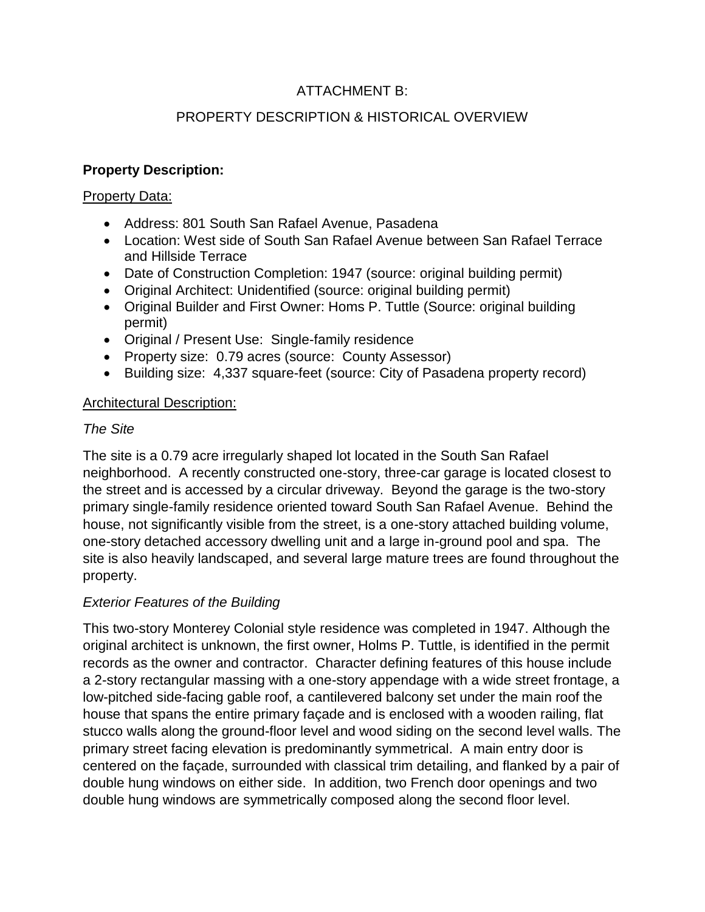# ATTACHMENT B:

# PROPERTY DESCRIPTION & HISTORICAL OVERVIEW

**Property Description:**

Property Data:

- Address: 801 South San Rafael Avenue, Pasadena
- Location: West side of South San Rafael Avenue between San Rafael Terrace and Hillside Terrace
- Date of Construction Completion: 1947 (source: original building permit)
- Original Architect: Unidentified (source: original building permit)
- Original Builder and First Owner: Homs P. Tuttle (Source: original building permit)
- Original / Present Use: Single-family residence
- Property size: 0.79 acres (source: County Assessor)
- Building size: 4,337 square-feet (source: City of Pasadena property record)

Architectural Description:

*The Site*

The site is a 0.79 acre irregularly shaped lot located in the South San Rafael neighborhood. A recently constructed one-story, three-car garage is located closest to the street and is accessed by a circular driveway. Beyond the garage is the two-story primary single-family residence oriented toward South San Rafael Avenue. Behind the house, not significantly visible from the street, is a one-story attached building volume, one-story detached accessory dwelling unit and a large in-ground pool and spa. The site is also heavily landscaped, and several large mature trees are found throughout the property.

*Exterior Features of the Building*

This two-story Monterey Colonial style residence was completed in 1947. Although the original architect is unknown, the first owner, Holms P. Tuttle, is identified in the permit records as the owner and contractor. Character defining features of this house include a 2-story rectangular massing with a one-story appendage with a wide street frontage, a low-pitched side-facing gable roof, a cantilevered balcony set under the main roof the house that spans the entire primary façade and is enclosed with a wooden railing, flat stucco walls along the ground-floor level and wood siding on the second level walls. The primary street facing elevation is predominantly symmetrical. A main entry door is centered on the façade, surrounded with classical trim detailing, and flanked by a pair of double hung windows on either side. In addition, two French door openings and two double hung windows are symmetrically composed along the second floor level.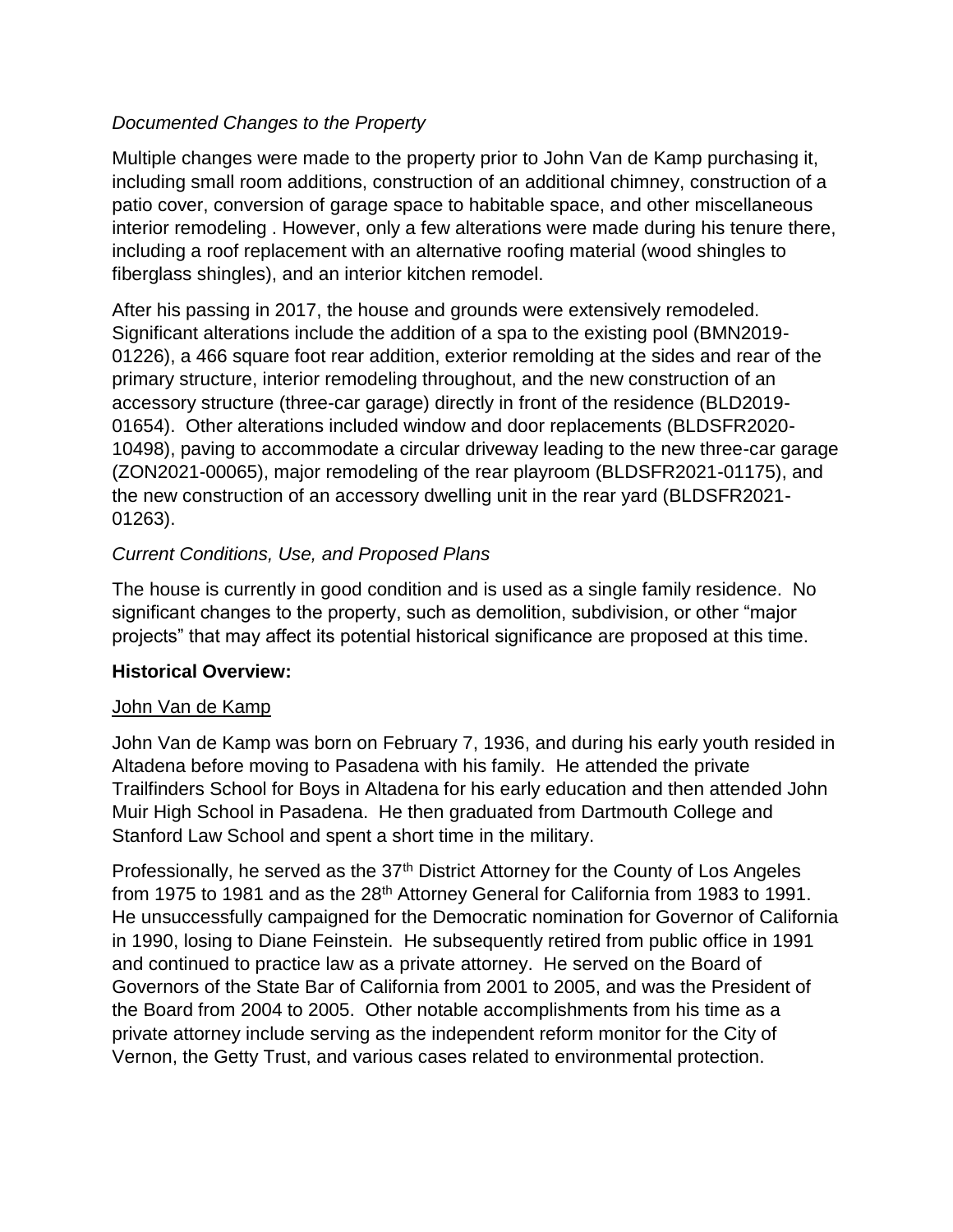*Documented Changes to the Property*

Multiple changes were made to the property prior to John Van de Kamp purchasing it, including small room additions, construction of an additional chimney, construction of a patio cover, conversion of garage space to habitable space, and other miscellaneous interior remodeling . However, only a few alterations were made during his tenure there, including a roof replacement with an alternative roofing material (wood shingles to fiberglass shingles), and an interior kitchen remodel.

After his passing in 2017, the house and grounds were extensively remodeled. Significant alterations include the addition of a spa to the existing pool (BMN2019-01226), a 466 square foot rear addition, exterior remolding at the sides and rear of the primary structure, interior remodeling throughout, and the new construction of an accessory structure (three-car garage) directly in front of the residence (BLD2019-01654). Other alterations included window and door replacements (BLDSFR2020-10498), paving to accommodate a circular driveway leading to the new three-car garage (ZON2021-00065), major remodeling of the rear playroom (BLDSFR2021-01175), and the new construction of an accessory dwelling unit in the rear yard (BLDSFR2021-01263).

*Current Conditions, Use, and Proposed Plans*

The house is currently in good condition and is used as a single family residence. No significant changes to the property, such as demolition, subdivision, or other "major projects" that may affect its potential historical significance are proposed at this time.

**Historical Overview:**

John Van de Kamp

John Van de Kamp was born on February 7, 1936, and during his early youth resided in Altadena before moving to Pasadena with his family. He attended the private Trailfinders School for Boys in Altadena for his early education and then attended John Muir High School in Pasadena. He then graduated from Dartmouth College and Stanford Law School and spent a short time in the military.

Professionally, he served as the 37th District Attorney for the County of Los Angeles from 1975 to 1981 and as the 28th Attorney General for California from 1983 to 1991. He unsuccessfully campaigned for the Democratic nomination for Governor of California in 1990, losing to Diane Feinstein. He subsequently retired from public office in 1991 and continued to practice law as a private attorney. He served on the Board of Governors of the State Bar of California from 2001 to 2005, and was the President of the Board from 2004 to 2005. Other notable accomplishments from his time as a private attorney include serving as the independent reform monitor for the City of Vernon, the Getty Trust, and various cases related to environmental protection.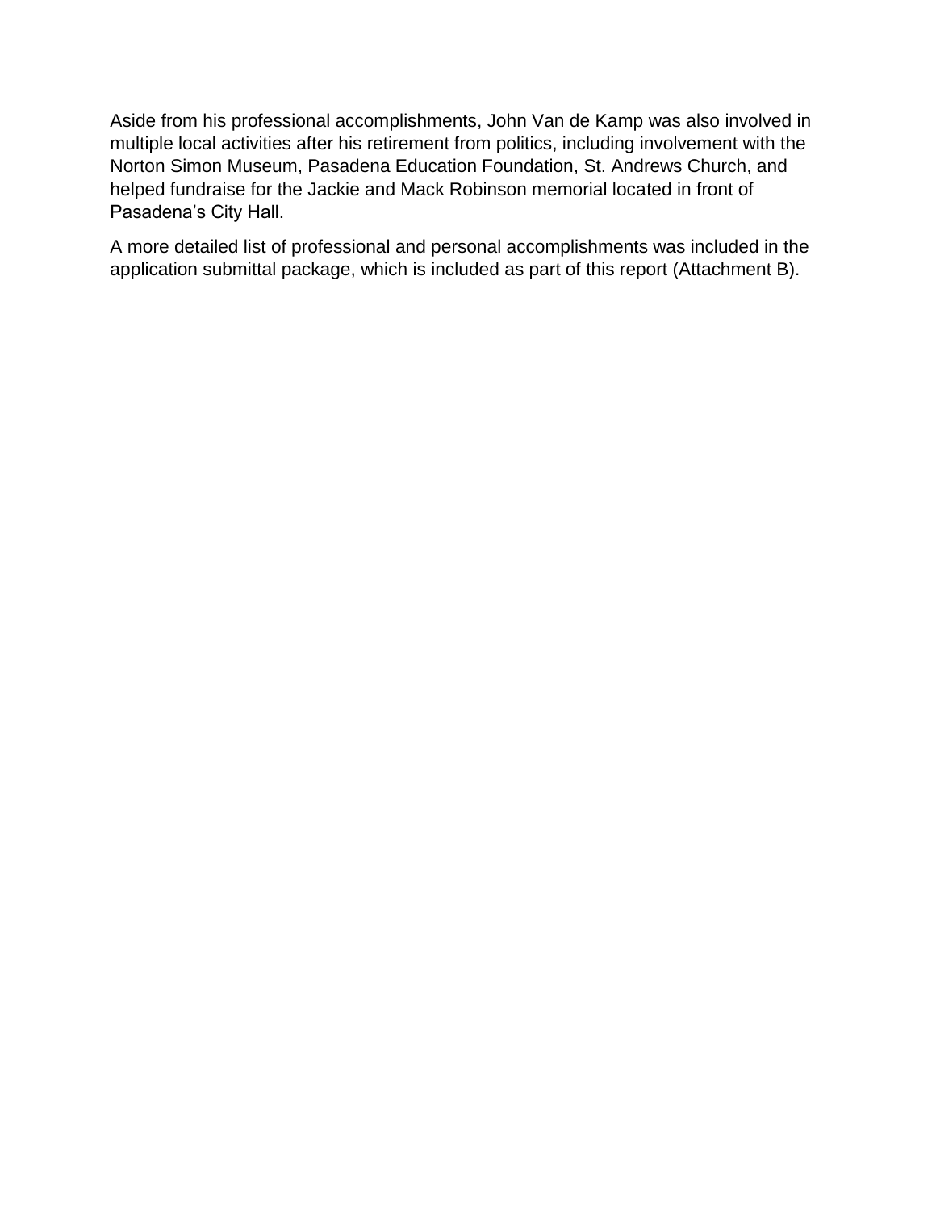Aside from his professional accomplishments, John Van de Kamp was also involved in multiple local activities after his retirement from politics, including involvement with the Norton Simon Museum, Pasadena Education Foundation, St. Andrews Church, and helped fundraise for the Jackie and Mack Robinson memorial located in front of Pasadena's City Hall.

A more detailed list of professional and personal accomplishments was included in the application submittal package, which is included as part of this report (Attachment B).